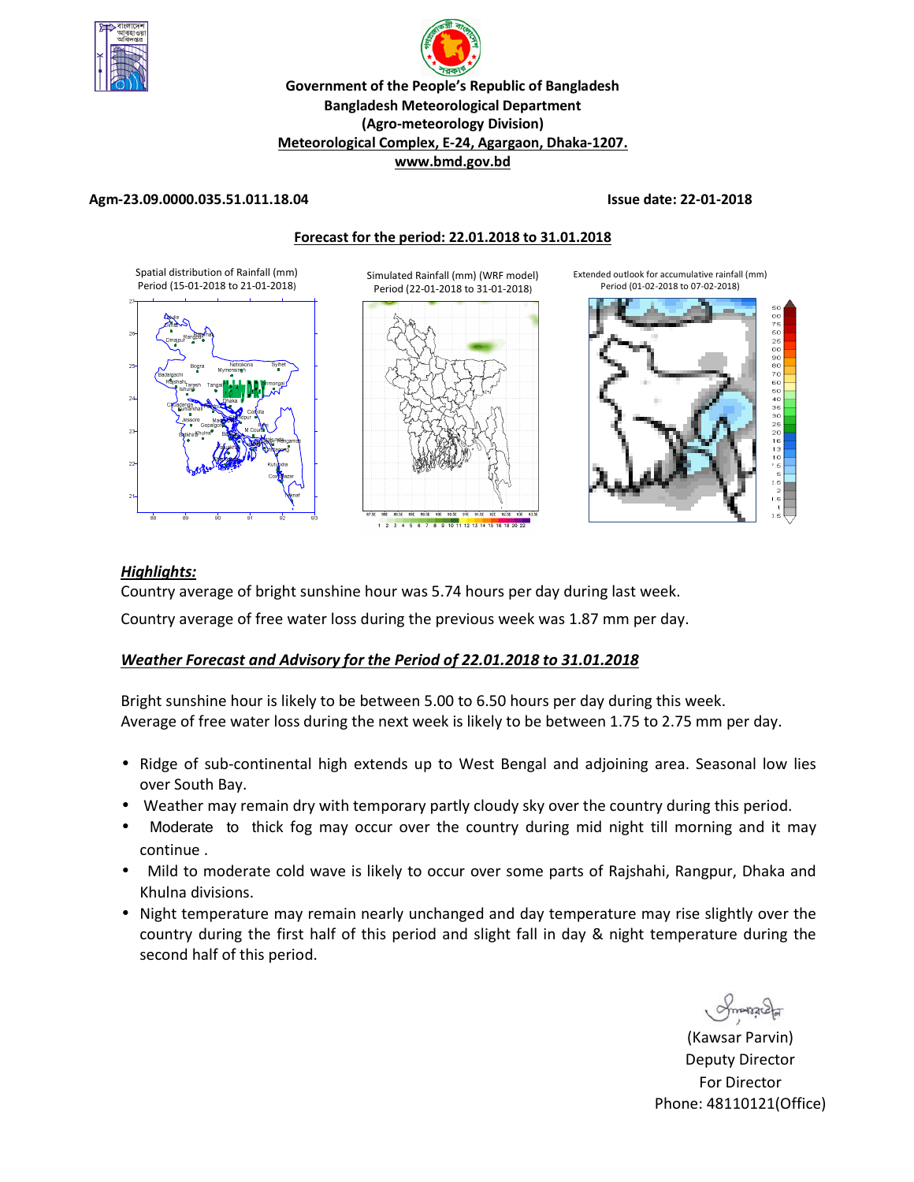**Government of the People's Republic of Bangladesh**
**Bangladesh Meteorological Department**
**(Agro-meteorology Division)**
**Meteorological Complex, E-24, Agargaon, Dhaka-1207.**
**www.bmd.gov.bd**

**Agm-23.09.0000.035.51.011.18.04** **Issue date: 22-01-2018**

**Forecast for the period: 22.01.2018 to 31.01.2018**

Spatial distribution of Rainfall (mm) Period (15-01-2018 to 21-01-2018)

Simulated Rainfall (mm) (WRF model) Period (22-01-2018 to 31-01-2018)

Extended outlook for accumulative rainfall (mm) Period (01-02-2018 to 07-02-2018)

## *Highlights:*

Country average of bright sunshine hour was 5.74 hours per day during last week.

Country average of free water loss during the previous week was 1.87 mm per day.

## *Weather Forecast and Advisory for the Period of 22.01.2018 to 31.01.2018*

Bright sunshine hour is likely to be between 5.00 to 6.50 hours per day during this week.
Average of free water loss during the next week is likely to be between 1.75 to 2.75 mm per day.

- Ridge of sub-continental high extends up to West Bengal and adjoining area. Seasonal low lies over South Bay.
- Weather may remain dry with temporary partly cloudy sky over the country during this period.
- Moderate to thick fog may occur over the country during mid night till morning and it may continue .
- Mild to moderate cold wave is likely to occur over some parts of Rajshahi, Rangpur, Dhaka and Khulna divisions.
- Night temperature may remain nearly unchanged and day temperature may rise slightly over the country during the first half of this period and slight fall in day & night temperature during the second half of this period.

(Kawsar Parvin)
Deputy Director
For Director
Phone: 48110121(Office)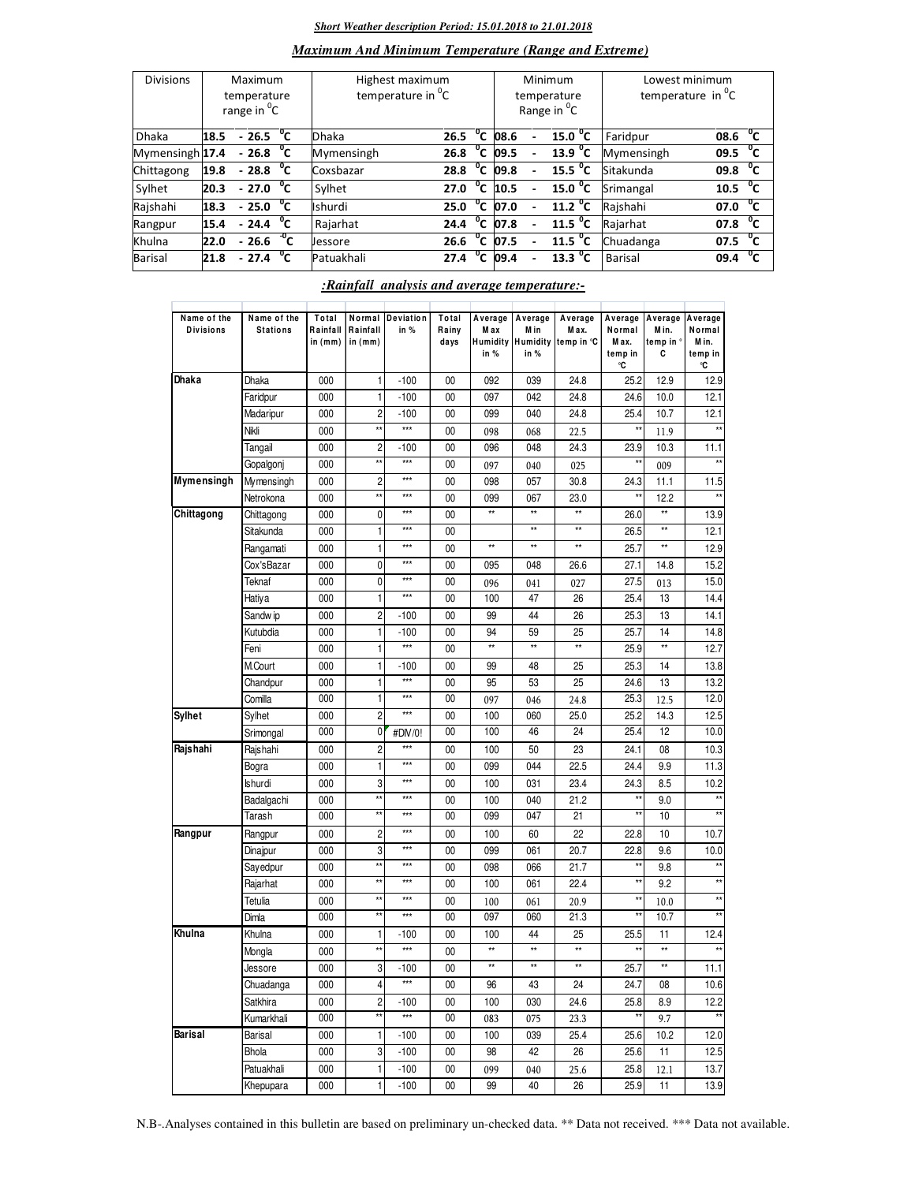*Short Weather description Period: 15.01.2018 to 21.01.2018*

## *Maximum And Minimum Temperature (Range and Extreme)*

| Divisions | Maximum temperature range in $^0$C | Highest maximum temperature in $^0$C | | Minimum temperature Range in $^0$C | Lowest minimum temperature in $^0$C | |
|---|---|---|---|---|---|---|
| Dhaka | 18.5 - 26.5 $^0$C | Dhaka | 26.5 $^0$C | 08.6 - 15.0 $^0$C | Faridpur | 08.6 $^0$C |
| Mymensingh | 17.4 - 26.8 $^0$C | Mymensingh | 26.8 $^0$C | 09.5 - 13.9 $^0$C | Mymensingh | 09.5 $^0$C |
| Chittagong | 19.8 - 28.8 $^0$C | Coxsbazar | 28.8 $^0$C | 09.8 - 15.5 $^0$C | Sitakunda | 09.8 $^0$C |
| Sylhet | 20.3 - 27.0 $^0$C | Sylhet | 27.0 $^0$C | 10.5 - 15.0 $^0$C | Srimangal | 10.5 $^0$C |
| Rajshahi | 18.3 - 25.0 $^0$C | Ishurdi | 25.0 $^0$C | 07.0 - 11.2 $^0$C | Rajshahi | 07.0 $^0$C |
| Rangpur | 15.4 - 24.4 $^0$C | Rajarhat | 24.4 $^0$C | 07.8 - 11.5 $^0$C | Rajarhat | 07.8 $^0$C |
| Khulna | 22.0 - 26.6 $^0$C | Jessore | 26.6 $^0$C | 07.5 - 11.5 $^0$C | Chuadanga | 07.5 $^0$C |
| Barisal | 21.8 - 27.4 $^0$C | Patuakhali | 27.4 $^0$C | 09.4 - 13.3 $^0$C | Barisal | 09.4 $^0$C |

## *:Rainfall analysis and average temperature:-*

| Name of the Divisions | Name of the Stations | Total Rainfall in (mm) | Normal Rainfall in (mm) | Deviation in % | Total Rainy days | Average Max Humidity in % | Average Min Humidity in % | Average Max. temp in °C | Average Normal Max. temp in °C | Average Min. temp in °C | Average Normal Min. temp in °C |
|---|---|---|---|---|---|---|---|---|---|---|---|
| **Dhaka** | Dhaka | 000 | 1 | -100 | 00 | 092 | 039 | 24.8 | 25.2 | 12.9 | 12.9 |
| | Faridpur | 000 | 1 | -100 | 00 | 097 | 042 | 24.8 | 24.6 | 10.0 | 12.1 |
| | Madaripur | 000 | 2 | -100 | 00 | 099 | 040 | 24.8 | 25.4 | 10.7 | 12.1 |
| | Nikli | 000 | ** | *** | 00 | 098 | 068 | 22.5 | ** | 11.9 | ** |
| | Tangail | 000 | 2 | -100 | 00 | 096 | 048 | 24.3 | 23.9 | 10.3 | 11.1 |
| | Gopalgonj | 000 | ** | *** | 00 | 097 | 040 | 025 | ** | 009 | ** |
| **Mymensingh** | Mymensingh | 000 | 2 | *** | 00 | 098 | 057 | 30.8 | 24.3 | 11.1 | 11.5 |
| | Netrokona | 000 | ** | *** | 00 | 099 | 067 | 23.0 | ** | 12.2 | ** |
| **Chittagong** | Chittagong | 000 | 0 | *** | 00 | ** | ** | ** | 26.0 | ** | 13.9 |
| | Sitakunda | 000 | 1 | *** | 00 | | ** | ** | 26.5 | ** | 12.1 |
| | Rangamati | 000 | 1 | *** | 00 | ** | ** | ** | 25.7 | ** | 12.9 |
| | Cox'sBazar | 000 | 0 | *** | 00 | 095 | 048 | 26.6 | 27.1 | 14.8 | 15.2 |
| | Teknaf | 000 | 0 | *** | 00 | 096 | 041 | 027 | 27.5 | 013 | 15.0 |
| | Hatiya | 000 | 1 | *** | 00 | 100 | 47 | 26 | 25.4 | 13 | 14.4 |
| | Sandwip | 000 | 2 | -100 | 00 | 99 | 44 | 26 | 25.3 | 13 | 14.1 |
| | Kutubdia | 000 | 1 | -100 | 00 | 94 | 59 | 25 | 25.7 | 14 | 14.8 |
| | Feni | 000 | 1 | *** | 00 | ** | ** | ** | 25.9 | ** | 12.7 |
| | M.Court | 000 | 1 | -100 | 00 | 99 | 48 | 25 | 25.3 | 14 | 13.8 |
| | Chandpur | 000 | 1 | *** | 00 | 95 | 53 | 25 | 24.6 | 13 | 13.2 |
| | Comilla | 000 | 1 | *** | 00 | 097 | 046 | 24.8 | 25.3 | 12.5 | 12.0 |
| **Sylhet** | Sylhet | 000 | 2 | *** | 00 | 100 | 060 | 25.0 | 25.2 | 14.3 | 12.5 |
| | Srimongal | 000 | 0 | #DIV/0! | 00 | 100 | 46 | 24 | 25.4 | 12 | 10.0 |
| **Rajshahi** | Rajshahi | 000 | 2 | *** | 00 | 100 | 50 | 23 | 24.1 | 08 | 10.3 |
| | Bogra | 000 | 1 | *** | 00 | 099 | 044 | 22.5 | 24.4 | 9.9 | 11.3 |
| | Ishurdi | 000 | 3 | *** | 00 | 100 | 031 | 23.4 | 24.3 | 8.5 | 10.2 |
| | Badalgachi | 000 | ** | *** | 00 | 100 | 040 | 21.2 | ** | 9.0 | ** |
| | Tarash | 000 | ** | *** | 00 | 099 | 047 | 21 | ** | 10 | ** |
| **Rangpur** | Rangpur | 000 | 2 | *** | 00 | 100 | 60 | 22 | 22.8 | 10 | 10.7 |
| | Dinajpur | 000 | 3 | *** | 00 | 099 | 061 | 20.7 | 22.8 | 9.6 | 10.0 |
| | Sayedpur | 000 | ** | *** | 00 | 098 | 066 | 21.7 | ** | 9.8 | ** |
| | Rajarhat | 000 | ** | *** | 00 | 100 | 061 | 22.4 | ** | 9.2 | ** |
| | Tetulia | 000 | ** | *** | 00 | 100 | 061 | 20.9 | ** | 10.0 | ** |
| | Dimla | 000 | ** | *** | 00 | 097 | 060 | 21.3 | ** | 10.7 | ** |
| **Khulna** | Khulna | 000 | 1 | -100 | 00 | 100 | 44 | 25 | 25.5 | 11 | 12.4 |
| | Mongla | 000 | ** | *** | 00 | ** | ** | ** | ** | ** | ** |
| | Jessore | 000 | 3 | -100 | 00 | ** | ** | ** | 25.7 | ** | 11.1 |
| | Chuadanga | 000 | 4 | *** | 00 | 96 | 43 | 24 | 24.7 | 08 | 10.6 |
| | Satkhira | 000 | 2 | -100 | 00 | 100 | 030 | 24.6 | 25.8 | 8.9 | 12.2 |
| | Kumarkhali | 000 | ** | *** | 00 | 083 | 075 | 23.3 | ** | 9.7 | ** |
| **Barisal** | Barisal | 000 | 1 | -100 | 00 | 100 | 039 | 25.4 | 25.6 | 10.2 | 12.0 |
| | Bhola | 000 | 3 | -100 | 00 | 98 | 42 | 26 | 25.6 | 11 | 12.5 |
| | Patuakhali | 000 | 1 | -100 | 00 | 099 | 040 | 25.6 | 25.8 | 12.1 | 13.7 |
| | Khepupara | 000 | 1 | -100 | 00 | 99 | 40 | 26 | 25.9 | 11 | 13.9 |

N.B-.Analyses contained in this bulletin are based on preliminary un-checked data. ** Data not received. *** Data not available.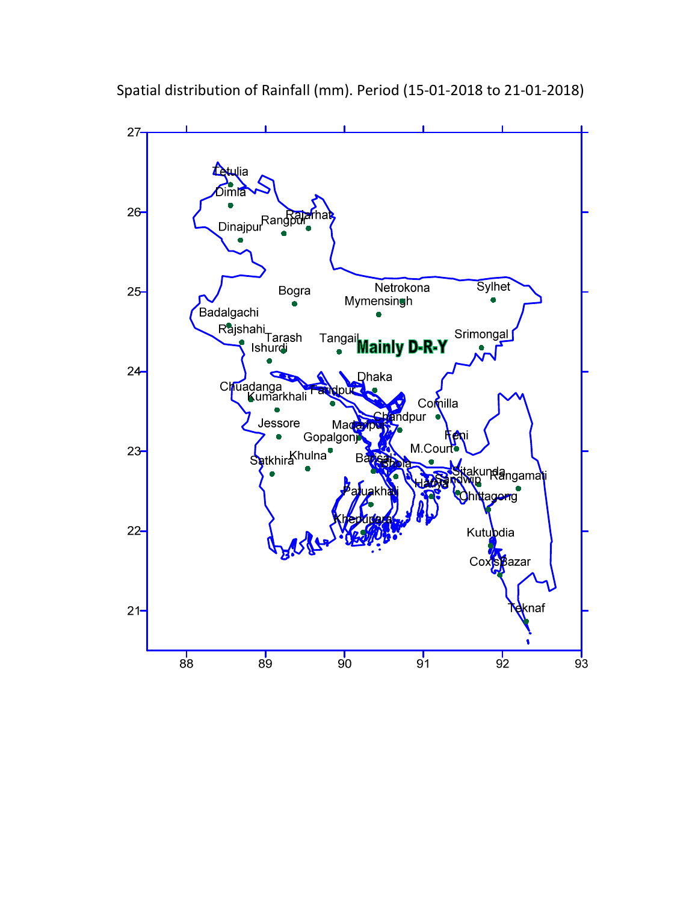Spatial distribution of Rainfall (mm). Period (15-01-2018 to 21-01-2018)

Mainly D-R-Y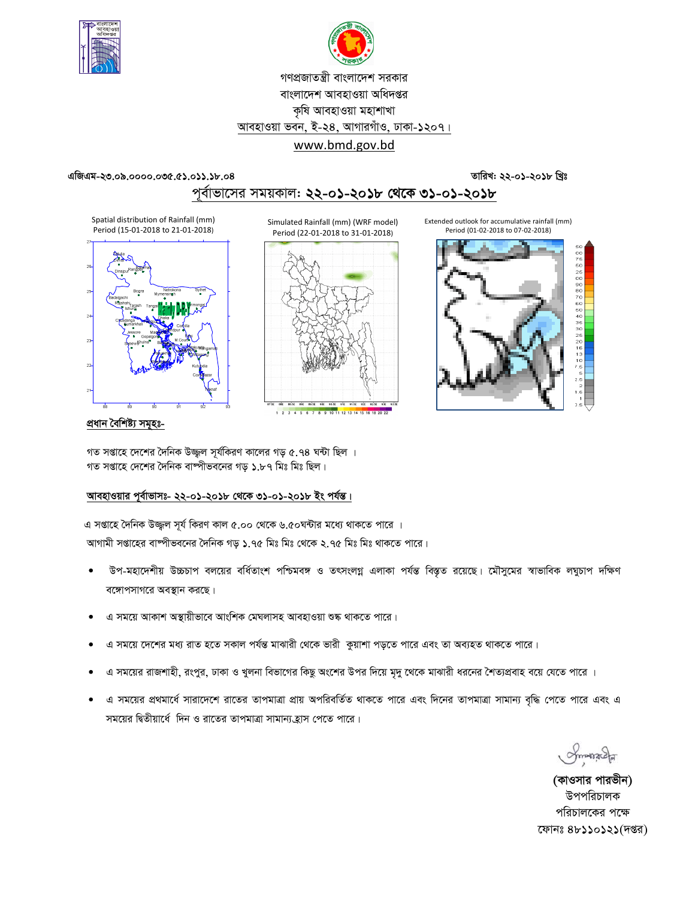গণপ্রজাতন্ত্রী বাংলাদেশ সরকার
বাংলাদেশ আবহাওয়া অধিদপ্তর
কৃষি আবহাওয়া মহাশাখা
আবহাওয়া ভবন, ই-২৪, আগারগাঁও, ঢাকা-১২০৭।
www.bmd.gov.bd

এজিএম-২৩.০৯.০০০০.০৩৫.৫১.০১১.১৮.০৪ তারিখ: ২২-০১-২০১৮ খ্রিঃ

## পূর্বাভাসের সময়কাল: ২২-০১-২০১৮ থেকে ৩১-০১-২০১৮

Spatial distribution of Rainfall (mm) Period (15-01-2018 to 21-01-2018)

Simulated Rainfall (mm) (WRF model) Period (22-01-2018 to 31-01-2018)

Extended outlook for accumulative rainfall (mm) Period (01-02-2018 to 07-02-2018)

### প্রধান বৈশিষ্ট্য সমূহঃ-

গত সপ্তাহে দেশের দৈনিক উজ্জ্বল সূর্যকিরণ কালের গড় ৫.৭৪ ঘন্টা ছিল ।
গত সপ্তাহে দেশের দৈনিক বাষ্পীভবনের গড় ১.৮৭ মিঃ মিঃ ছিল।

### আবহাওয়ার পূর্বাভাসঃ- ২২-০১-২০১৮ থেকে ৩১-০১-২০১৮ ইং পর্যন্ত।

এ সপ্তাহে দৈনিক উজ্জ্বল সূর্য কিরণ কাল ৫.০০ থেকে ৬.৫০ঘন্টার মধ্যে থাকতে পারে ।
আগামী সপ্তাহের বাষ্পীভবনের দৈনিক গড় ১.৭৫ মিঃ মিঃ থেকে ২.৭৫ মিঃ মিঃ থাকতে পারে।

- উপ-মহাদেশীয় উচ্চচাপ বলয়ের বর্ধিতাংশ পশ্চিমবঙ্গ ও তৎসংলগ্ন এলাকা পর্যন্ত বিস্তৃত রয়েছে। মৌসুমের স্বাভাবিক লঘুচাপ দক্ষিণ বঙ্গোপসাগরে অবস্থান করছে।
- এ সময়ে আকাশ অস্থায়ীভাবে আংশিক মেঘলাসহ আবহাওয়া শুষ্ক থাকতে পারে।
- এ সময়ে দেশের মধ্য রাত হতে সকাল পর্যন্ত মাঝারী থেকে ভারী কুয়াশা পড়তে পারে এবং তা অব্যহত থাকতে পারে।
- এ সময়ের রাজশাহী, রংপুর, ঢাকা ও খুলনা বিভাগের কিছু অংশের উপর দিয়ে মৃদু থেকে মাঝারী ধরনের শৈত্যপ্রবাহ বয়ে যেতে পারে ।
- এ সময়ের প্রথমার্ধে সারাদেশে রাতের তাপমাত্রা প্রায় অপরিবর্তিত থাকতে পারে এবং দিনের তাপমাত্রা সামান্য বৃদ্ধি পেতে পারে এবং এ সময়ের দ্বিতীয়ার্ধে দিন ও রাতের তাপমাত্রা সামান্য হ্রাস পেতে পারে।

**(কাওসার পারভীন)**
উপপরিচালক
পরিচালকের পক্ষে
ফোনঃ ৪৮১১০১২১(দপ্তর)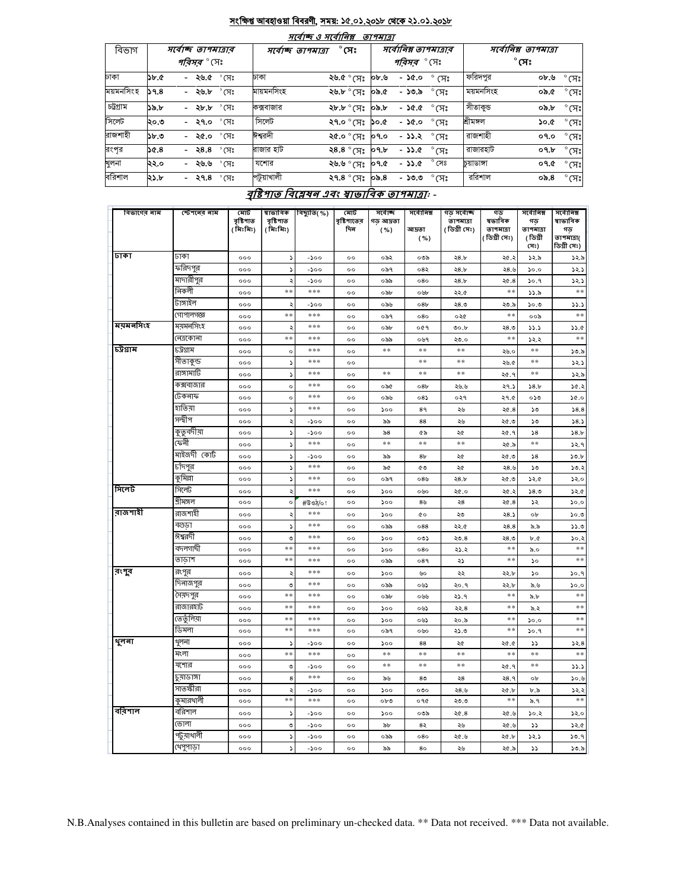## সংক্ষিপ্ত আবহাওয়া বিবরণী, সময়: ১৫.০১.২০১৮ থেকে ২১.০১.২০১৮

### সর্বোচ্চ ও সর্বোনিম্ন তাপমাত্রা

| বিভাগ | সর্বোচ্চ তাপমাত্রার পরিসর °সেঃ | সর্বোচ্চ তাপমাত্রা °সেঃ | | সর্বোনিম্ন তাপমাত্রার পরিসর °সেঃ | সর্বোনিম্ন তাপমাত্রা °সেঃ | |
|---|---|---|---|---|---|---|
| ঢাকা | ১৮.৫ - ২৬.৫ °সেঃ | ঢাকা | ২৬.৫ °সেঃ | ০৮.৬ - ১৫.০ °সেঃ | ফরিদপুর | ০৮.৬ °সেঃ |
| ময়মনসিংহ | ১৭.৪ - ২৬.৮ °সেঃ | ময়মনসিংহ | ২৬.৮ °সেঃ | ০৯.৫ - ১৩.৯ °সেঃ | ময়মনসিংহ | ০৯.৫ °সেঃ |
| চট্টগ্রাম | ১৯.৮ - ২৮.৮ °সেঃ | কক্সবাজার | ২৮.৮ °সেঃ | ০৯.৮ - ১৫.৫ °সেঃ | সীতাকুন্ড | ০৯.৮ °সেঃ |
| সিলেট | ২০.৩ - ২৭.০ °সেঃ | সিলেট | ২৭.০ °সেঃ | ১০.৫ - ১৫.০ °সেঃ | শ্রীমঙ্গল | ১০.৫ °সেঃ |
| রাজশাহী | ১৮.৩ - ২৫.০ °সেঃ | ঈশ্বরদী | ২৫.০ °সেঃ | ০৭.০ - ১১.২ °সেঃ | রাজশাহী | ০৭.০ °সেঃ |
| রংপুর | ১৫.৪ - ২৪.৪ °সেঃ | রাজার হাট | ২৪.৪ °সেঃ | ০৭.৮ - ১১.৫ °সেঃ | রাজারহাট | ০৭.৮ °সেঃ |
| খুলনা | ২২.০ - ২৬.৬ °সেঃ | যশোর | ২৬.৬ °সেঃ | ০৭.৫ - ১১.৫ °সেঃ | চুয়াডাঙ্গা | ০৭.৫ °সেঃ |
| বরিশাল | ২১.৮ - ২৭.৪ °সেঃ | পটুয়াখালী | ২৭.৪ °সেঃ | ০৯.৪ - ১৩.৩ °সেঃ | বরিশাল | ০৯.৪ °সেঃ |

### বৃষ্টিপাত বিশ্লেষন এবং স্বাভাবিক তাপমাত্রাঃ -

| বিভাগের নাম | স্টেশনের নাম | মোট বৃষ্টিপাত (মিঃমিঃ) | স্বাভাবিক বৃষ্টিপাত (মিঃমিঃ) | বিচ্যুতি(%) | মোট বৃষ্টিপাতের দিন | সর্বোচ্চ গড় আদ্রতা (%) | সর্বোনিম্ন আদ্রতা (%) | গড় সর্বোচ্চ তাপমাত্রা (ডিগ্রী সেঃ) | গড় স্বাভাবিক তাপমাত্রা (ডিগ্রী সেঃ) | সর্বোনিম্ন গড় তাপমাত্রা (ডিগ্রী সেঃ) | সর্বোনিম্ন স্বাভাবিক গড় তাপমাত্রা(ডিগ্রী সেঃ) |
|---|---|---|---|---|---|---|---|---|---|---|---|
| ঢাকা | ঢাকা | ০০০ | ১ | -১০০ | ০০ | ০৯২ | ০৩৯ | ২৪.৮ | ২৫.২ | ১২.৯ | ১২.৯ |
| | ফরিদপুর | ০০০ | ১ | -১০০ | ০০ | ০৯৭ | ০৪২ | ২৪.৮ | ২৪.৬ | ১০.০ | ১২.১ |
| | মাদারীপুর | ০০০ | ২ | -১০০ | ০০ | ০৯৯ | ০৪০ | ২৪.৮ | ২৫.৪ | ১০.৭ | ১২.১ |
| | নিকলী | ০০০ | ** | *** | ০০ | ০৯৮ | ০৬৮ | ২২.৫ | ** | ১১.৯ | ** |
| | টাঙ্গাইল | ০০০ | ২ | -১০০ | ০০ | ০৯৬ | ০৪৮ | ২৪.৩ | ২৩.৯ | ১০.৩ | ১১.১ |
| | গোপালগঞ্জ | ০০০ | ** | *** | ০০ | ০৯৭ | ০৪০ | ০২৫ | ** | ০০৯ | ** |
| ময়মনসিংহ | ময়মনসিংহ | ০০০ | ২ | *** | ০০ | ০৯৮ | ০৫৭ | ৩০.৮ | ২৪.৩ | ১১.১ | ১১.৫ |
| | নেত্রকোনা | ০০০ | ** | *** | ০০ | ০৯৯ | ০৬৭ | ২৩.০ | ** | ১২.২ | ** |
| চট্টগ্রাম | চট্টগ্রাম | ০০০ | ০ | *** | ০০ | ** | ** | ** | ২৬.০ | ** | ১৩.৯ |
| | সীতাকুন্ড | ০০০ | ১ | *** | ০০ | | ** | ** | ২৬.৫ | ** | ১২.১ |
| | রাঙ্গামাটি | ০০০ | ১ | *** | ০০ | ** | ** | ** | ২৫.৭ | ** | ১২.৯ |
| | কক্সবাজার | ০০০ | ০ | *** | ০০ | ০৯৫ | ০৪৮ | ২৬.৬ | ২৭.১ | ১৪.৮ | ১৫.২ |
| | টেকনাফ | ০০০ | ০ | *** | ০০ | ০৯৬ | ০৪১ | ০২৭ | ২৭.৫ | ০১৩ | ১৫.০ |
| | হাতিয়া | ০০০ | ১ | *** | ০০ | ১০০ | ৪৭ | ২৬ | ২৫.৪ | ১৩ | ১৪.৪ |
| | সন্দ্বীপ | ০০০ | ২ | -১০০ | ০০ | ৯৯ | ৪৪ | ২৬ | ২৫.৩ | ১৩ | ১৪.১ |
| | কুতুবদীয়া | ০০০ | ১ | -১০০ | ০০ | ৯৪ | ৫৯ | ২৫ | ২৫.৭ | ১৪ | ১৪.৮ |
| | ফেনী | ০০০ | ১ | *** | ০০ | ** | ** | ** | ২৫.৯ | ** | ১২.৭ |
| | মাইজদী কোর্ট | ০০০ | ১ | -১০০ | ০০ | ৯৯ | ৪৮ | ২৫ | ২৫.৩ | ১৪ | ১৩.৮ |
| | চাঁদপুর | ০০০ | ১ | *** | ০০ | ৯৫ | ৫৩ | ২৫ | ২৪.৬ | ১৩ | ১৩.২ |
| | কুমিল্লা | ০০০ | ১ | *** | ০০ | ০৯৭ | ০৪৬ | ২৪.৮ | ২৫.৩ | ১২.৫ | ১২.০ |
| সিলেট | সিলেট | ০০০ | ২ | *** | ০০ | ১০০ | ০৬০ | ২৫.০ | ২৫.২ | ১৪.৩ | ১২.৫ |
| | শ্রীমঙ্গল | ০০০ | ০ | #ডিভ/০! | ০০ | ১০০ | ৪৬ | ২৪ | ২৫.৪ | ১২ | ১০.০ |
| রাজশাহী | রাজশাহী | ০০০ | ২ | *** | ০০ | ১০০ | ৫০ | ২৩ | ২৪.১ | ০৮ | ১০.৩ |
| | বগুড়া | ০০০ | ১ | *** | ০০ | ০৯৯ | ০৪৪ | ২২.৫ | ২৪.৪ | ৯.৯ | ১১.৩ |
| | ঈশ্বরদী | ০০০ | ৩ | *** | ০০ | ১০০ | ০৩১ | ২৩.৪ | ২৪.৩ | ৮.৫ | ১০.২ |
| | বদলগাছী | ০০০ | ** | *** | ০০ | ১০০ | ০৪০ | ২১.২ | ** | ৯.০ | ** |
| | তাড়াশ | ০০০ | ** | *** | ০০ | ০৯৯ | ০৪৭ | ২১ | ** | ১০ | ** |
| রংপুর | রংপুর | ০০০ | ২ | *** | ০০ | ১০০ | ৬০ | ২২ | ২২.৮ | ১০ | ১০.৭ |
| | দিনাজপুর | ০০০ | ৩ | *** | ০০ | ০৯৯ | ০৬১ | ২০.৭ | ২২.৮ | ৯.৬ | ১০.০ |
| | সৈয়দপুর | ০০০ | ** | *** | ০০ | ০৯৮ | ০৬৬ | ২১.৭ | ** | ৯.৮ | ** |
| | রাজারহাট | ০০০ | ** | *** | ০০ | ১০০ | ০৬১ | ২২.৪ | ** | ৯.২ | ** |
| | তেঁতুলিয়া | ০০০ | ** | *** | ০০ | ১০০ | ০৬১ | ২০.৯ | ** | ১০.০ | ** |
| | ডিমলা | ০০০ | ** | *** | ০০ | ০৯৭ | ০৬০ | ২১.৩ | ** | ১০.৭ | ** |
| খুলনা | খুলনা | ০০০ | ১ | -১০০ | ০০ | ১০০ | ৪৪ | ২৫ | ২৫.৫ | ১১ | ১২.৪ |
| | মংলা | ০০০ | ** | *** | ০০ | ** | ** | ** | ** | ** | ** |
| | যশোর | ০০০ | ৩ | -১০০ | ০০ | ** | ** | ** | ২৫.৭ | ** | ১১.১ |
| | চুয়াডাঙ্গা | ০০০ | ৪ | *** | ০০ | ৯৬ | ৪৩ | ২৪ | ২৪.৭ | ০৮ | ১০.৬ |
| | সাতক্ষীরা | ০০০ | ২ | -১০০ | ০০ | ১০০ | ০৩০ | ২৪.৬ | ২৫.৮ | ৮.৯ | ১২.২ |
| | কুমারখালী | ০০০ | ** | *** | ০০ | ০৮৩ | ০৭৫ | ২৩.৩ | ** | ৯.৭ | ** |
| বরিশাল | বরিশাল | ০০০ | ১ | -১০০ | ০০ | ১০০ | ০৩৯ | ২৫.৪ | ২৫.৬ | ১০.২ | ১২.০ |
| | ভোলা | ০০০ | ৩ | -১০০ | ০০ | ৯৮ | ৪২ | ২৬ | ২৫.৬ | ১১ | ১২.৫ |
| | পটুয়াখালী | ০০০ | ১ | -১০০ | ০০ | ০৯৯ | ০৪০ | ২৫.৬ | ২৫.৮ | ১২.১ | ১৩.৭ |
| | খেপুপাড়া | ০০০ | ১ | -১০০ | ০০ | ৯৯ | ৪০ | ২৬ | ২৫.৯ | ১১ | ১৩.৯ |

N.B.Analyses contained in this bulletin are based on preliminary un-checked data. ** Data not received. *** Data not available.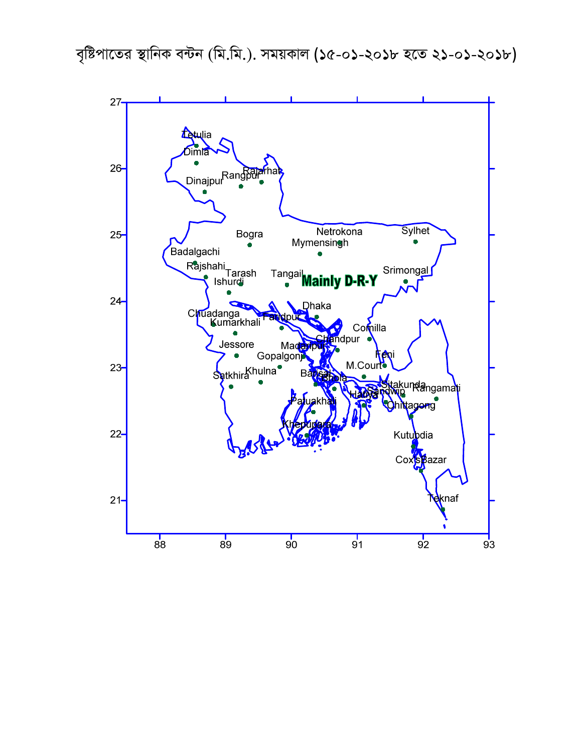বৃষ্টিপাতের স্থানিক বন্টন (মি.মি.). সময়কাল (১৫-০১-২০১৮ হতে ২১-০১-২০১৮)

27
26
25
24
23
22
21

88
89
90
91
92
93

Tetulia
Dimla
Rajarhat
Rangpur
Dinajpur
Bogra
Netrokona
Sylhet
Mymensingh
Badalgachi
Rajshahi
Tarash
Tangail
Srimongal
Ishurdi
Mainly D-R-Y
Dhaka
Chuadanga
Kumarkhali
Faridpur
Comilla
Chandpur
Jessore
Madaripur
Feni
Gopalgonj
M.Court
Satkhira
Khulna
Barisal
Bhola
Sitakunda
Sandwip
Rangamati
Hatiya
Patuakhali
Chittagong
Khepupara
Kutubdia
Cox'sBazar
Teknaf